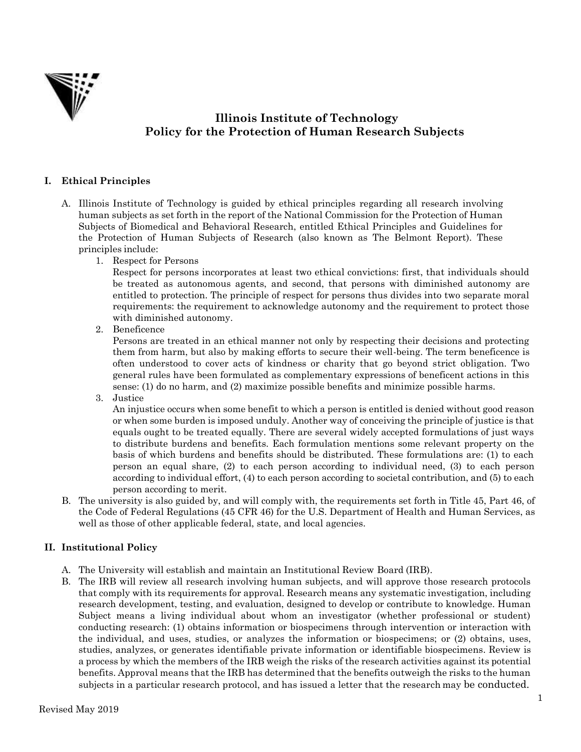# Illinois Institute of Technology
# Policy for the Protection of Human Research Subjects

## I. Ethical Principles

A. Illinois Institute of Technology is guided by ethical principles regarding all research involving human subjects as set forth in the report of the National Commission for the Protection of Human Subjects of Biomedical and Behavioral Research, entitled Ethical Principles and Guidelines for the Protection of Human Subjects of Research (also known as The Belmont Report). These principles include:

   1. Respect for Persons
      Respect for persons incorporates at least two ethical convictions: first, that individuals should be treated as autonomous agents, and second, that persons with diminished autonomy are entitled to protection. The principle of respect for persons thus divides into two separate moral requirements: the requirement to acknowledge autonomy and the requirement to protect those with diminished autonomy.
   2. Beneficence
      Persons are treated in an ethical manner not only by respecting their decisions and protecting them from harm, but also by making efforts to secure their well-being. The term beneficence is often understood to cover acts of kindness or charity that go beyond strict obligation. Two general rules have been formulated as complementary expressions of beneficent actions in this sense: (1) do no harm, and (2) maximize possible benefits and minimize possible harms.
   3. Justice
      An injustice occurs when some benefit to which a person is entitled is denied without good reason or when some burden is imposed unduly. Another way of conceiving the principle of justice is that equals ought to be treated equally. There are several widely accepted formulations of just ways to distribute burdens and benefits. Each formulation mentions some relevant property on the basis of which burdens and benefits should be distributed. These formulations are: (1) to each person an equal share, (2) to each person according to individual need, (3) to each person according to individual effort, (4) to each person according to societal contribution, and (5) to each person according to merit.

B. The university is also guided by, and will comply with, the requirements set forth in Title 45, Part 46, of the Code of Federal Regulations (45 CFR 46) for the U.S. Department of Health and Human Services, as well as those of other applicable federal, state, and local agencies.

## II. Institutional Policy

A. The University will establish and maintain an Institutional Review Board (IRB).

B. The IRB will review all research involving human subjects, and will approve those research protocols that comply with its requirements for approval. Research means any systematic investigation, including research development, testing, and evaluation, designed to develop or contribute to knowledge. Human Subject means a living individual about whom an investigator (whether professional or student) conducting research: (1) obtains information or biospecimens through intervention or interaction with the individual, and uses, studies, or analyzes the information or biospecimens; or (2) obtains, uses, studies, analyzes, or generates identifiable private information or identifiable biospecimens. Review is a process by which the members of the IRB weigh the risks of the research activities against its potential benefits. Approval means that the IRB has determined that the benefits outweigh the risks to the human subjects in a particular research protocol, and has issued a letter that the research may be conducted.

Revised May 2019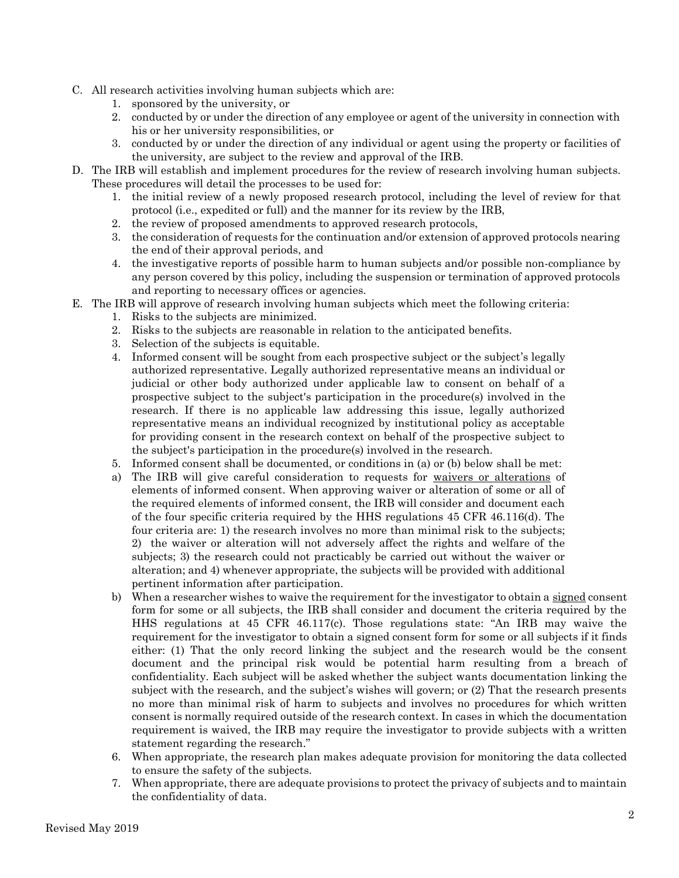C. All research activities involving human subjects which are:
   1. sponsored by the university, or
   2. conducted by or under the direction of any employee or agent of the university in connection with his or her university responsibilities, or
   3. conducted by or under the direction of any individual or agent using the property or facilities of the university, are subject to the review and approval of the IRB.

D. The IRB will establish and implement procedures for the review of research involving human subjects. These procedures will detail the processes to be used for:
   1. the initial review of a newly proposed research protocol, including the level of review for that protocol (i.e., expedited or full) and the manner for its review by the IRB,
   2. the review of proposed amendments to approved research protocols,
   3. the consideration of requests for the continuation and/or extension of approved protocols nearing the end of their approval periods, and
   4. the investigative reports of possible harm to human subjects and/or possible non-compliance by any person covered by this policy, including the suspension or termination of approved protocols and reporting to necessary offices or agencies.

E. The IRB will approve of research involving human subjects which meet the following criteria:
   1. Risks to the subjects are minimized.
   2. Risks to the subjects are reasonable in relation to the anticipated benefits.
   3. Selection of the subjects is equitable.
   4. Informed consent will be sought from each prospective subject or the subject's legally authorized representative. Legally authorized representative means an individual or judicial or other body authorized under applicable law to consent on behalf of a prospective subject to the subject's participation in the procedure(s) involved in the research. If there is no applicable law addressing this issue, legally authorized representative means an individual recognized by institutional policy as acceptable for providing consent in the research context on behalf of the prospective subject to the subject's participation in the procedure(s) involved in the research.
   5. Informed consent shall be documented, or conditions in (a) or (b) below shall be met:
      a) The IRB will give careful consideration to requests for <u>waivers or alterations</u> of elements of informed consent. When approving waiver or alteration of some or all of the required elements of informed consent, the IRB will consider and document each of the four specific criteria required by the HHS regulations 45 CFR 46.116(d). The four criteria are: 1) the research involves no more than minimal risk to the subjects; 2) the waiver or alteration will not adversely affect the rights and welfare of the subjects; 3) the research could not practicably be carried out without the waiver or alteration; and 4) whenever appropriate, the subjects will be provided with additional pertinent information after participation.
      b) When a researcher wishes to waive the requirement for the investigator to obtain a <u>signed</u> consent form for some or all subjects, the IRB shall consider and document the criteria required by the HHS regulations at 45 CFR 46.117(c). Those regulations state: "An IRB may waive the requirement for the investigator to obtain a signed consent form for some or all subjects if it finds either: (1) That the only record linking the subject and the research would be the consent document and the principal risk would be potential harm resulting from a breach of confidentiality. Each subject will be asked whether the subject wants documentation linking the subject with the research, and the subject's wishes will govern; or (2) That the research presents no more than minimal risk of harm to subjects and involves no procedures for which written consent is normally required outside of the research context. In cases in which the documentation requirement is waived, the IRB may require the investigator to provide subjects with a written statement regarding the research."
   6. When appropriate, the research plan makes adequate provision for monitoring the data collected to ensure the safety of the subjects.
   7. When appropriate, there are adequate provisions to protect the privacy of subjects and to maintain the confidentiality of data.

Revised May 2019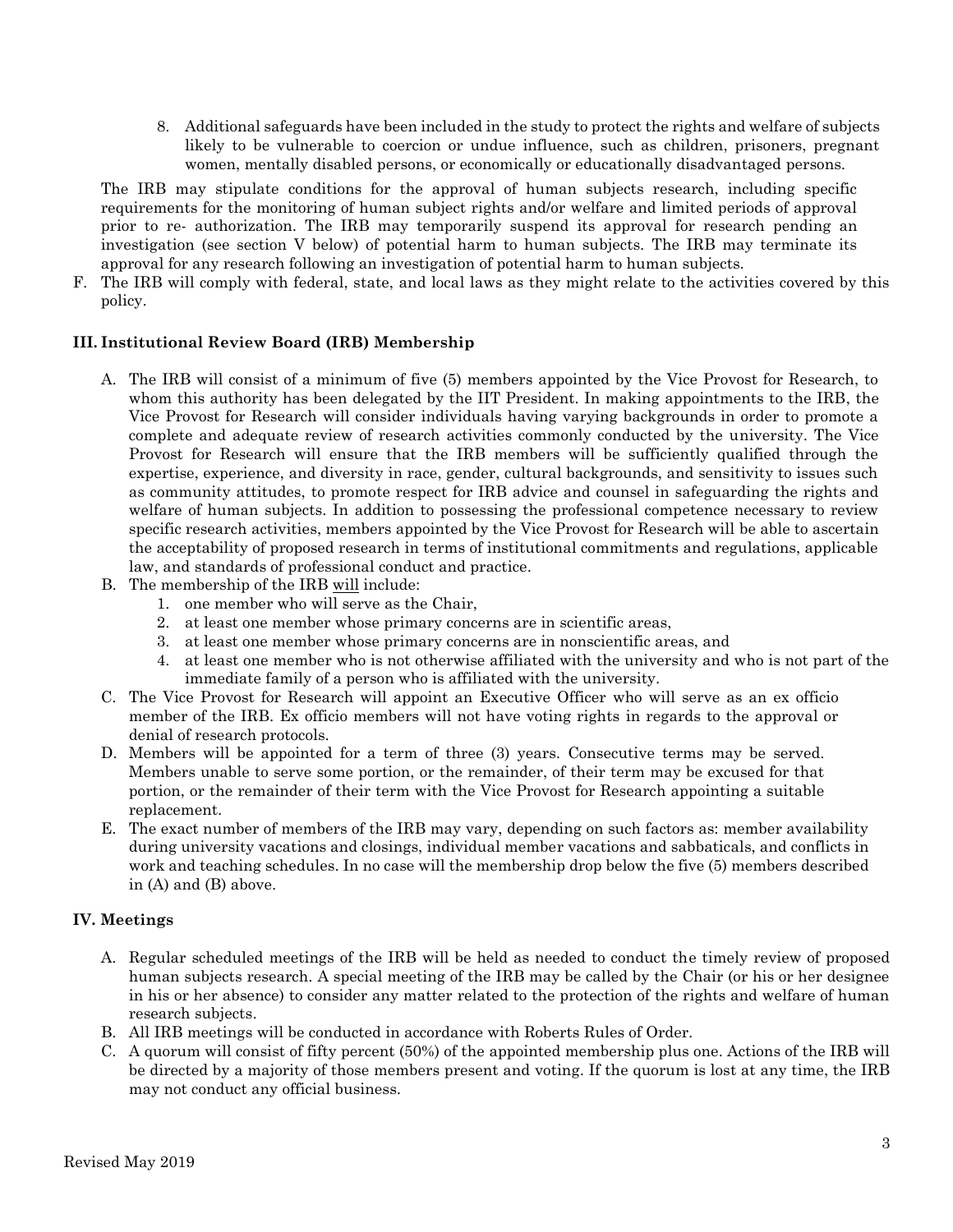8. Additional safeguards have been included in the study to protect the rights and welfare of subjects likely to be vulnerable to coercion or undue influence, such as children, prisoners, pregnant women, mentally disabled persons, or economically or educationally disadvantaged persons.

The IRB may stipulate conditions for the approval of human subjects research, including specific requirements for the monitoring of human subject rights and/or welfare and limited periods of approval prior to re- authorization. The IRB may temporarily suspend its approval for research pending an investigation (see section V below) of potential harm to human subjects. The IRB may terminate its approval for any research following an investigation of potential harm to human subjects.

F. The IRB will comply with federal, state, and local laws as they might relate to the activities covered by this policy.

## III. Institutional Review Board (IRB) Membership

A. The IRB will consist of a minimum of five (5) members appointed by the Vice Provost for Research, to whom this authority has been delegated by the IIT President. In making appointments to the IRB, the Vice Provost for Research will consider individuals having varying backgrounds in order to promote a complete and adequate review of research activities commonly conducted by the university. The Vice Provost for Research will ensure that the IRB members will be sufficiently qualified through the expertise, experience, and diversity in race, gender, cultural backgrounds, and sensitivity to issues such as community attitudes, to promote respect for IRB advice and counsel in safeguarding the rights and welfare of human subjects. In addition to possessing the professional competence necessary to review specific research activities, members appointed by the Vice Provost for Research will be able to ascertain the acceptability of proposed research in terms of institutional commitments and regulations, applicable law, and standards of professional conduct and practice.

B. The membership of the IRB will include:
   1. one member who will serve as the Chair,
   2. at least one member whose primary concerns are in scientific areas,
   3. at least one member whose primary concerns are in nonscientific areas, and
   4. at least one member who is not otherwise affiliated with the university and who is not part of the immediate family of a person who is affiliated with the university.

C. The Vice Provost for Research will appoint an Executive Officer who will serve as an ex officio member of the IRB. Ex officio members will not have voting rights in regards to the approval or denial of research protocols.

D. Members will be appointed for a term of three (3) years. Consecutive terms may be served. Members unable to serve some portion, or the remainder, of their term may be excused for that portion, or the remainder of their term with the Vice Provost for Research appointing a suitable replacement.

E. The exact number of members of the IRB may vary, depending on such factors as: member availability during university vacations and closings, individual member vacations and sabbaticals, and conflicts in work and teaching schedules. In no case will the membership drop below the five (5) members described in (A) and (B) above.

## IV. Meetings

A. Regular scheduled meetings of the IRB will be held as needed to conduct the timely review of proposed human subjects research. A special meeting of the IRB may be called by the Chair (or his or her designee in his or her absence) to consider any matter related to the protection of the rights and welfare of human research subjects.

B. All IRB meetings will be conducted in accordance with Roberts Rules of Order.

C. A quorum will consist of fifty percent (50%) of the appointed membership plus one. Actions of the IRB will be directed by a majority of those members present and voting. If the quorum is lost at any time, the IRB may not conduct any official business.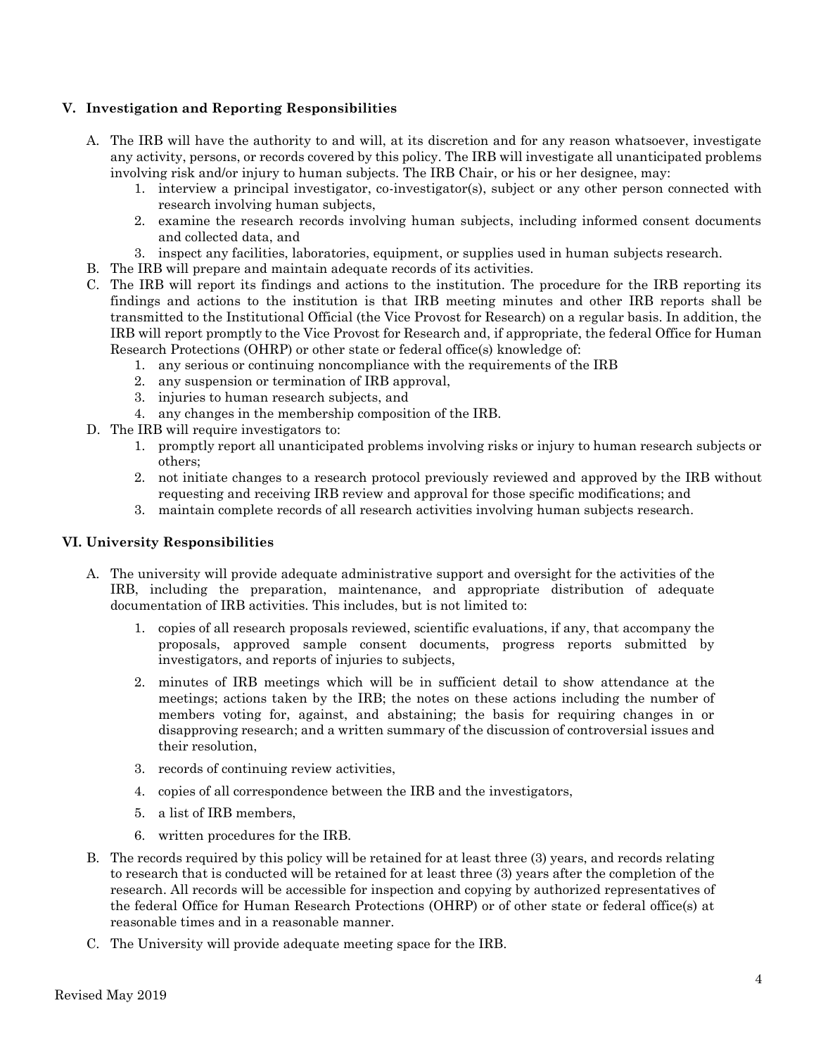## V. Investigation and Reporting Responsibilities

A. The IRB will have the authority to and will, at its discretion and for any reason whatsoever, investigate any activity, persons, or records covered by this policy. The IRB will investigate all unanticipated problems involving risk and/or injury to human subjects. The IRB Chair, or his or her designee, may:
   1. interview a principal investigator, co-investigator(s), subject or any other person connected with research involving human subjects,
   2. examine the research records involving human subjects, including informed consent documents and collected data, and
   3. inspect any facilities, laboratories, equipment, or supplies used in human subjects research.

B. The IRB will prepare and maintain adequate records of its activities.

C. The IRB will report its findings and actions to the institution. The procedure for the IRB reporting its findings and actions to the institution is that IRB meeting minutes and other IRB reports shall be transmitted to the Institutional Official (the Vice Provost for Research) on a regular basis. In addition, the IRB will report promptly to the Vice Provost for Research and, if appropriate, the federal Office for Human Research Protections (OHRP) or other state or federal office(s) knowledge of:
   1. any serious or continuing noncompliance with the requirements of the IRB
   2. any suspension or termination of IRB approval,
   3. injuries to human research subjects, and
   4. any changes in the membership composition of the IRB.

D. The IRB will require investigators to:
   1. promptly report all unanticipated problems involving risks or injury to human research subjects or others;
   2. not initiate changes to a research protocol previously reviewed and approved by the IRB without requesting and receiving IRB review and approval for those specific modifications; and
   3. maintain complete records of all research activities involving human subjects research.

## VI. University Responsibilities

A. The university will provide adequate administrative support and oversight for the activities of the IRB, including the preparation, maintenance, and appropriate distribution of adequate documentation of IRB activities. This includes, but is not limited to:

   1. copies of all research proposals reviewed, scientific evaluations, if any, that accompany the proposals, approved sample consent documents, progress reports submitted by investigators, and reports of injuries to subjects,

   2. minutes of IRB meetings which will be in sufficient detail to show attendance at the meetings; actions taken by the IRB; the notes on these actions including the number of members voting for, against, and abstaining; the basis for requiring changes in or disapproving research; and a written summary of the discussion of controversial issues and their resolution,

   3. records of continuing review activities,

   4. copies of all correspondence between the IRB and the investigators,

   5. a list of IRB members,

   6. written procedures for the IRB.

B. The records required by this policy will be retained for at least three (3) years, and records relating to research that is conducted will be retained for at least three (3) years after the completion of the research. All records will be accessible for inspection and copying by authorized representatives of the federal Office for Human Research Protections (OHRP) or of other state or federal office(s) at reasonable times and in a reasonable manner.

C. The University will provide adequate meeting space for the IRB.

Revised May 2019